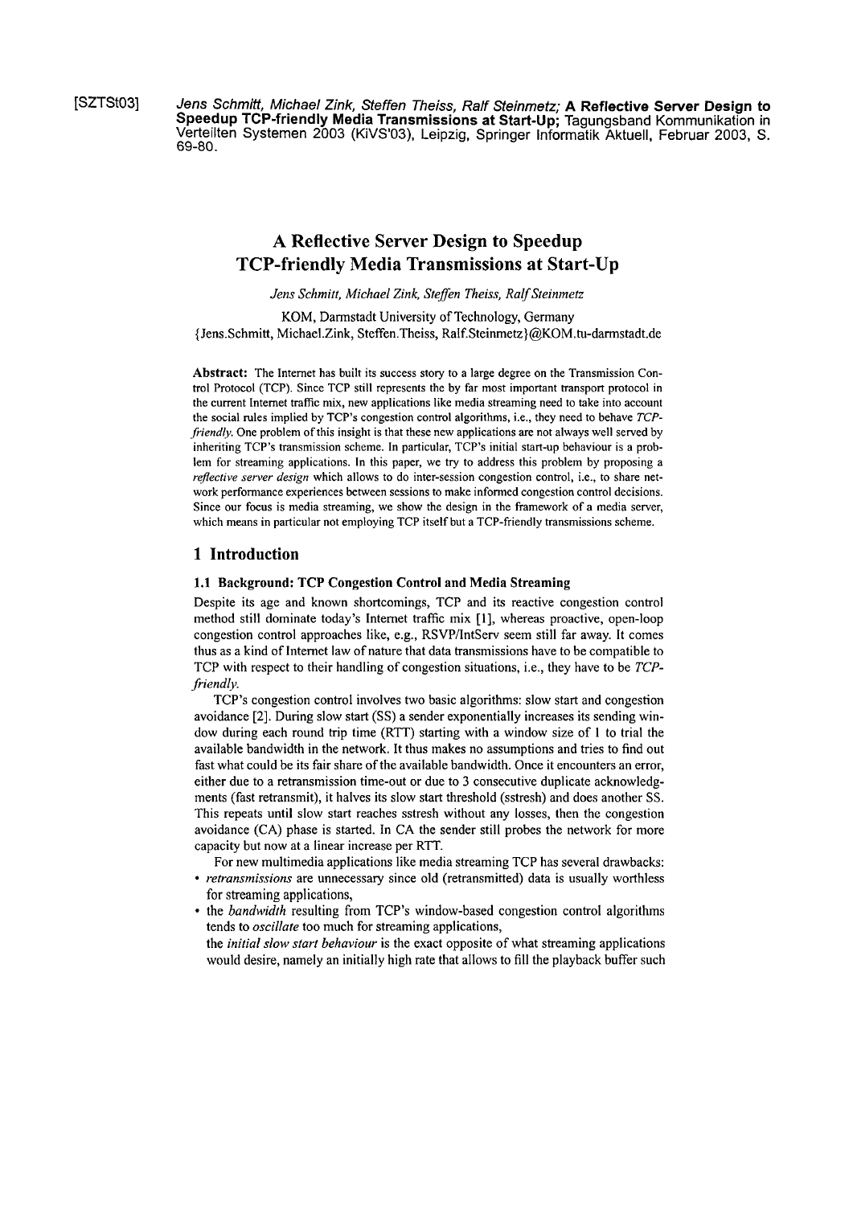[SZTSt03] *Jens Schmitt, Michael Zink, Steffen Theiss, Ralf Steinmetz;* **A Reflective Server Design to Speedup TCP-friendly Media Transmissions at Start-Up;** Tagungsband Kommunikation in Verteilten Systemen 2003 (KiVS'03), Leipzig, Springer Informatik Aktuell, Februar 2003, S. 69-80.

# A Reflective Server Design to Speedup TCP-friendly Media Transmissions at Start-Up

*Jens Schmitt, Michael Zink, Steffen Theiss, Ralf Steinmetz*

KOM, Darmstadt University of Technology, Germany
{Jens.Schmitt, Michael.Zink, Steffen.Theiss, Ralf.Steinmetz}@KOM.tu-darmstadt.de

**Abstract:** The Internet has built its success story to a large degree on the Transmission Control Protocol (TCP). Since TCP still represents the by far most important transport protocol in the current Internet traffic mix, new applications like media streaming need to take into account the social rules implied by TCP's congestion control algorithms, i.e., they need to behave *TCP-friendly*. One problem of this insight is that these new applications are not always well served by inheriting TCP's transmission scheme. In particular, TCP's initial start-up behaviour is a problem for streaming applications. In this paper, we try to address this problem by proposing a *reflective server design* which allows to do inter-session congestion control, i.e., to share network performance experiences between sessions to make informed congestion control decisions. Since our focus is media streaming, we show the design in the framework of a media server, which means in particular not employing TCP itself but a TCP-friendly transmissions scheme.

## 1 Introduction

### 1.1 Background: TCP Congestion Control and Media Streaming

Despite its age and known shortcomings, TCP and its reactive congestion control method still dominate today's Internet traffic mix [1], whereas proactive, open-loop congestion control approaches like, e.g., RSVP/IntServ seem still far away. It comes thus as a kind of Internet law of nature that data transmissions have to be compatible to TCP with respect to their handling of congestion situations, i.e., they have to be *TCP-friendly*.

TCP's congestion control involves two basic algorithms: slow start and congestion avoidance [2]. During slow start (SS) a sender exponentially increases its sending window during each round trip time (RTT) starting with a window size of 1 to trial the available bandwidth in the network. It thus makes no assumptions and tries to find out fast what could be its fair share of the available bandwidth. Once it encounters an error, either due to a retransmission time-out or due to 3 consecutive duplicate acknowledgments (fast retransmit), it halves its slow start threshold (sstresh) and does another SS. This repeats until slow start reaches sstresh without any losses, then the congestion avoidance (CA) phase is started. In CA the sender still probes the network for more capacity but now at a linear increase per RTT.

For new multimedia applications like media streaming TCP has several drawbacks:

- *retransmissions* are unnecessary since old (retransmitted) data is usually worthless for streaming applications,
- the *bandwidth* resulting from TCP's window-based congestion control algorithms tends to *oscillate* too much for streaming applications,
- the *initial slow start behaviour* is the exact opposite of what streaming applications would desire, namely an initially high rate that allows to fill the playback buffer such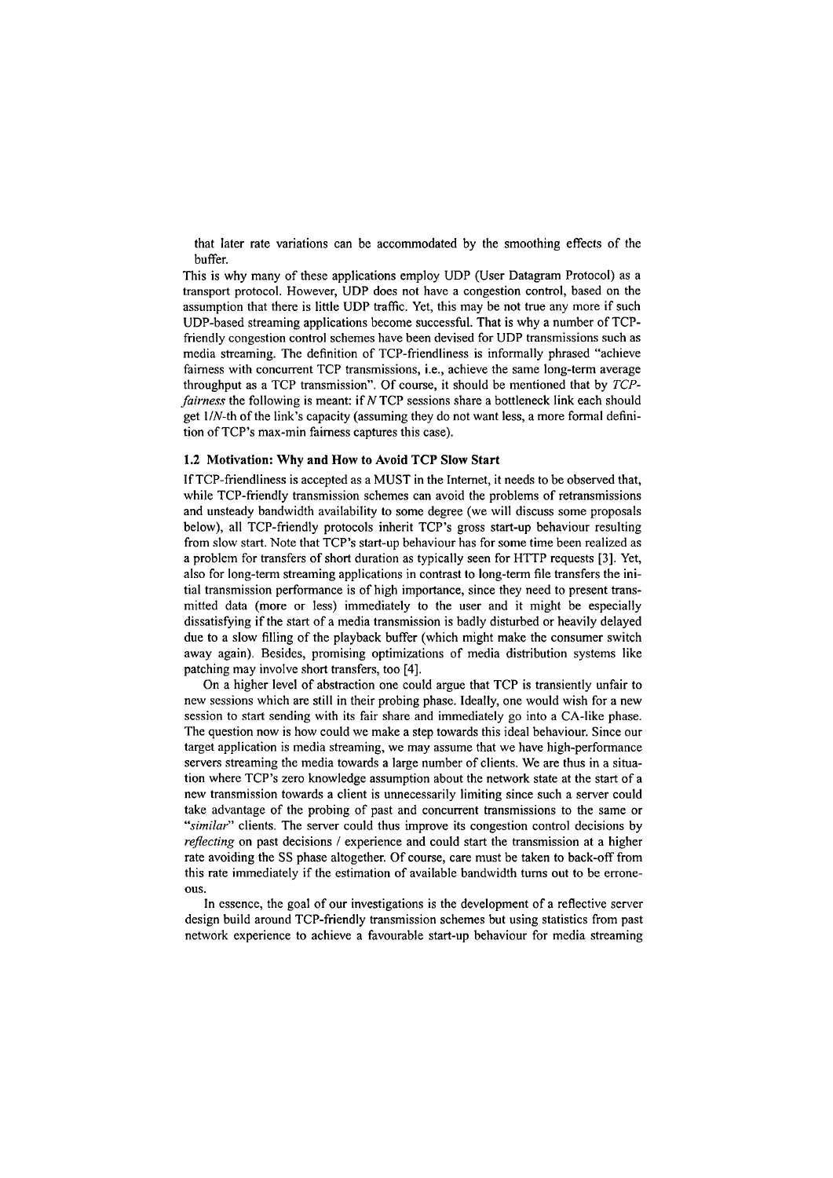that later rate variations can be accommodated by the smoothing effects of the buffer.

This is why many of these applications employ UDP (User Datagram Protocol) as a transport protocol. However, UDP does not have a congestion control, based on the assumption that there is little UDP traffic. Yet, this may be not true any more if such UDP-based streaming applications become successful. That is why a number of TCP-friendly congestion control schemes have been devised for UDP transmissions such as media streaming. The definition of TCP-friendliness is informally phrased "achieve fairness with concurrent TCP transmissions, i.e., achieve the same long-term average throughput as a TCP transmission". Of course, it should be mentioned that by *TCP-fairness* the following is meant: if *N* TCP sessions share a bottleneck link each should get 1/*N*-th of the link's capacity (assuming they do not want less, a more formal definition of TCP's max-min fairness captures this case).

### 1.2 Motivation: Why and How to Avoid TCP Slow Start

If TCP-friendliness is accepted as a MUST in the Internet, it needs to be observed that, while TCP-friendly transmission schemes can avoid the problems of retransmissions and unsteady bandwidth availability to some degree (we will discuss some proposals below), all TCP-friendly protocols inherit TCP's gross start-up behaviour resulting from slow start. Note that TCP's start-up behaviour has for some time been realized as a problem for transfers of short duration as typically seen for HTTP requests [3]. Yet, also for long-term streaming applications in contrast to long-term file transfers the initial transmission performance is of high importance, since they need to present transmitted data (more or less) immediately to the user and it might be especially dissatisfying if the start of a media transmission is badly disturbed or heavily delayed due to a slow filling of the playback buffer (which might make the consumer switch away again). Besides, promising optimizations of media distribution systems like patching may involve short transfers, too [4].

On a higher level of abstraction one could argue that TCP is transiently unfair to new sessions which are still in their probing phase. Ideally, one would wish for a new session to start sending with its fair share and immediately go into a CA-like phase. The question now is how could we make a step towards this ideal behaviour. Since our target application is media streaming, we may assume that we have high-performance servers streaming the media towards a large number of clients. We are thus in a situation where TCP's zero knowledge assumption about the network state at the start of a new transmission towards a client is unnecessarily limiting since such a server could take advantage of the probing of past and concurrent transmissions to the same or "*similar*" clients. The server could thus improve its congestion control decisions by *reflecting* on past decisions / experience and could start the transmission at a higher rate avoiding the SS phase altogether. Of course, care must be taken to back-off from this rate immediately if the estimation of available bandwidth turns out to be erroneous.

In essence, the goal of our investigations is the development of a reflective server design build around TCP-friendly transmission schemes but using statistics from past network experience to achieve a favourable start-up behaviour for media streaming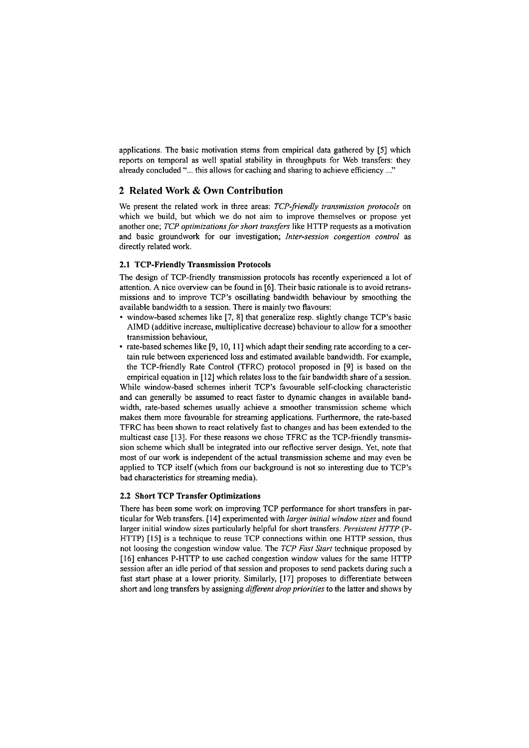applications. The basic motivation stems from empirical data gathered by [5] which reports on temporal as well spatial stability in throughputs for Web transfers: they already concluded "... this allows for caching and sharing to achieve efficiency ..."

## 2 Related Work & Own Contribution

We present the related work in three areas: *TCP-friendly transmission protocols* on which we build, but which we do not aim to improve themselves or propose yet another one; *TCP optimizations for short transfers* like HTTP requests as a motivation and basic groundwork for our investigation; *Inter-session congestion control* as directly related work.

### 2.1 TCP-Friendly Transmission Protocols

The design of TCP-friendly transmission protocols has recently experienced a lot of attention. A nice overview can be found in [6]. Their basic rationale is to avoid retransmissions and to improve TCP's oscillating bandwidth behaviour by smoothing the available bandwidth to a session. There is mainly two flavours:

- window-based schemes like [7, 8] that generalize resp. slightly change TCP's basic AIMD (additive increase, multiplicative decrease) behaviour to allow for a smoother transmission behaviour,
- rate-based schemes like [9, 10, 11] which adapt their sending rate according to a certain rule between experienced loss and estimated available bandwidth. For example, the TCP-friendly Rate Control (TFRC) protocol proposed in [9] is based on the empirical equation in [12] which relates loss to the fair bandwidth share of a session.

While window-based schemes inherit TCP's favourable self-clocking characteristic and can generally be assumed to react faster to dynamic changes in available bandwidth, rate-based schemes usually achieve a smoother transmission scheme which makes them more favourable for streaming applications. Furthermore, the rate-based TFRC has been shown to react relatively fast to changes and has been extended to the multicast case [13]. For these reasons we chose TFRC as the TCP-friendly transmission scheme which shall be integrated into our reflective server design. Yet, note that most of our work is independent of the actual transmission scheme and may even be applied to TCP itself (which from our background is not so interesting due to TCP's bad characteristics for streaming media).

### 2.2 Short TCP Transfer Optimizations

There has been some work on improving TCP performance for short transfers in particular for Web transfers. [14] experimented with *larger initial window sizes* and found larger initial window sizes particularly helpful for short transfers. *Persistent HTTP* (P-HTTP) [15] is a technique to reuse TCP connections within one HTTP session, thus not loosing the congestion window value. The *TCP Fast Start* technique proposed by [16] enhances P-HTTP to use cached congestion window values for the same HTTP session after an idle period of that session and proposes to send packets during such a fast start phase at a lower priority. Similarly, [17] proposes to differentiate between short and long transfers by assigning *different drop priorities* to the latter and shows by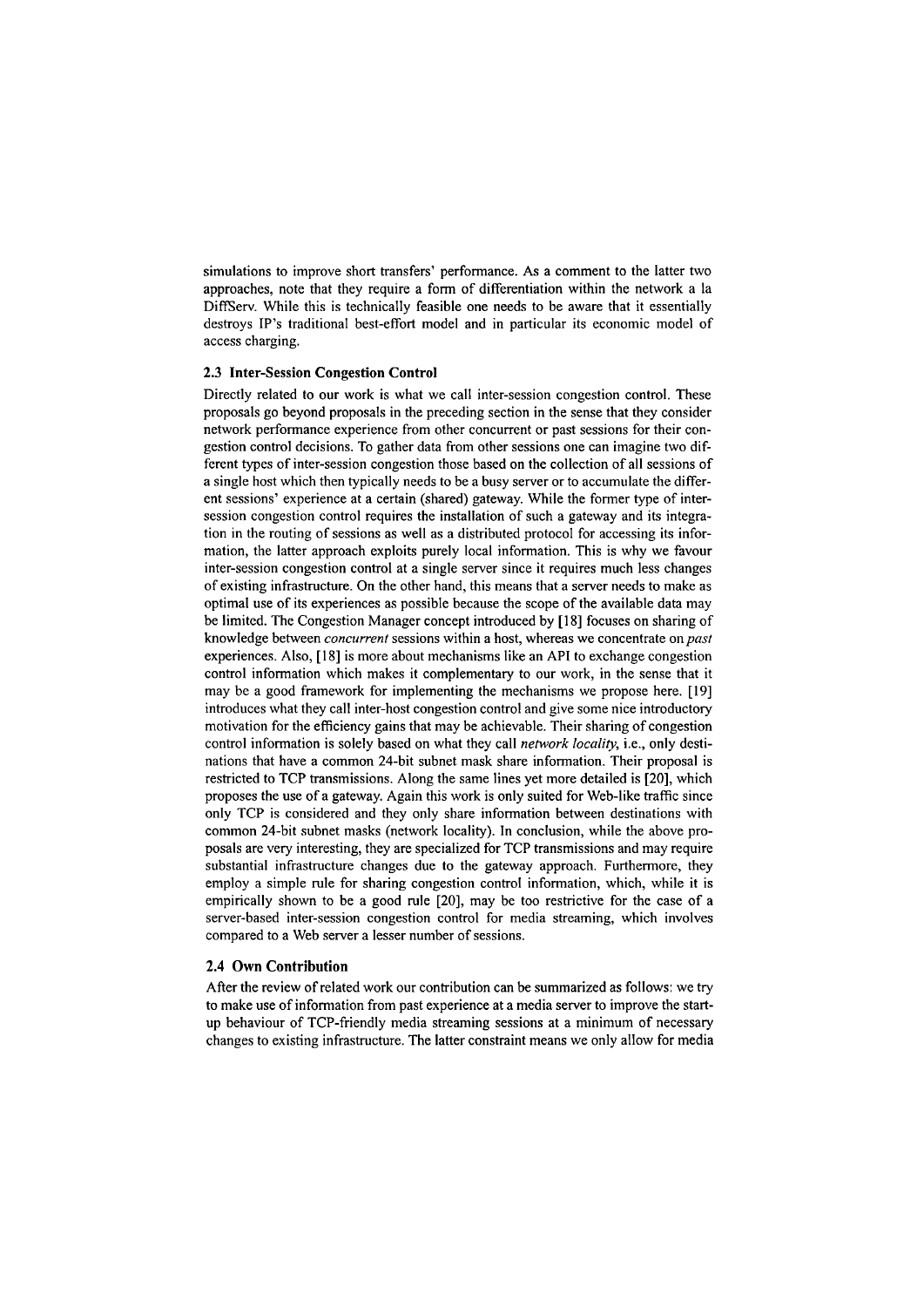simulations to improve short transfers' performance. As a comment to the latter two approaches, note that they require a form of differentiation within the network a la DiffServ. While this is technically feasible one needs to be aware that it essentially destroys IP's traditional best-effort model and in particular its economic model of access charging.

### 2.3 Inter-Session Congestion Control

Directly related to our work is what we call inter-session congestion control. These proposals go beyond proposals in the preceding section in the sense that they consider network performance experience from other concurrent or past sessions for their congestion control decisions. To gather data from other sessions one can imagine two different types of inter-session congestion those based on the collection of all sessions of a single host which then typically needs to be a busy server or to accumulate the different sessions' experience at a certain (shared) gateway. While the former type of inter-session congestion control requires the installation of such a gateway and its integration in the routing of sessions as well as a distributed protocol for accessing its information, the latter approach exploits purely local information. This is why we favour inter-session congestion control at a single server since it requires much less changes of existing infrastructure. On the other hand, this means that a server needs to make as optimal use of its experiences as possible because the scope of the available data may be limited. The Congestion Manager concept introduced by [18] focuses on sharing of knowledge between *concurrent* sessions within a host, whereas we concentrate on *past* experiences. Also, [18] is more about mechanisms like an API to exchange congestion control information which makes it complementary to our work, in the sense that it may be a good framework for implementing the mechanisms we propose here. [19] introduces what they call inter-host congestion control and give some nice introductory motivation for the efficiency gains that may be achievable. Their sharing of congestion control information is solely based on what they call *network locality*, i.e., only destinations that have a common 24-bit subnet mask share information. Their proposal is restricted to TCP transmissions. Along the same lines yet more detailed is [20], which proposes the use of a gateway. Again this work is only suited for Web-like traffic since only TCP is considered and they only share information between destinations with common 24-bit subnet masks (network locality). In conclusion, while the above proposals are very interesting, they are specialized for TCP transmissions and may require substantial infrastructure changes due to the gateway approach. Furthermore, they employ a simple rule for sharing congestion control information, which, while it is empirically shown to be a good rule [20], may be too restrictive for the case of a server-based inter-session congestion control for media streaming, which involves compared to a Web server a lesser number of sessions.

### 2.4 Own Contribution

After the review of related work our contribution can be summarized as follows: we try to make use of information from past experience at a media server to improve the start-up behaviour of TCP-friendly media streaming sessions at a minimum of necessary changes to existing infrastructure. The latter constraint means we only allow for media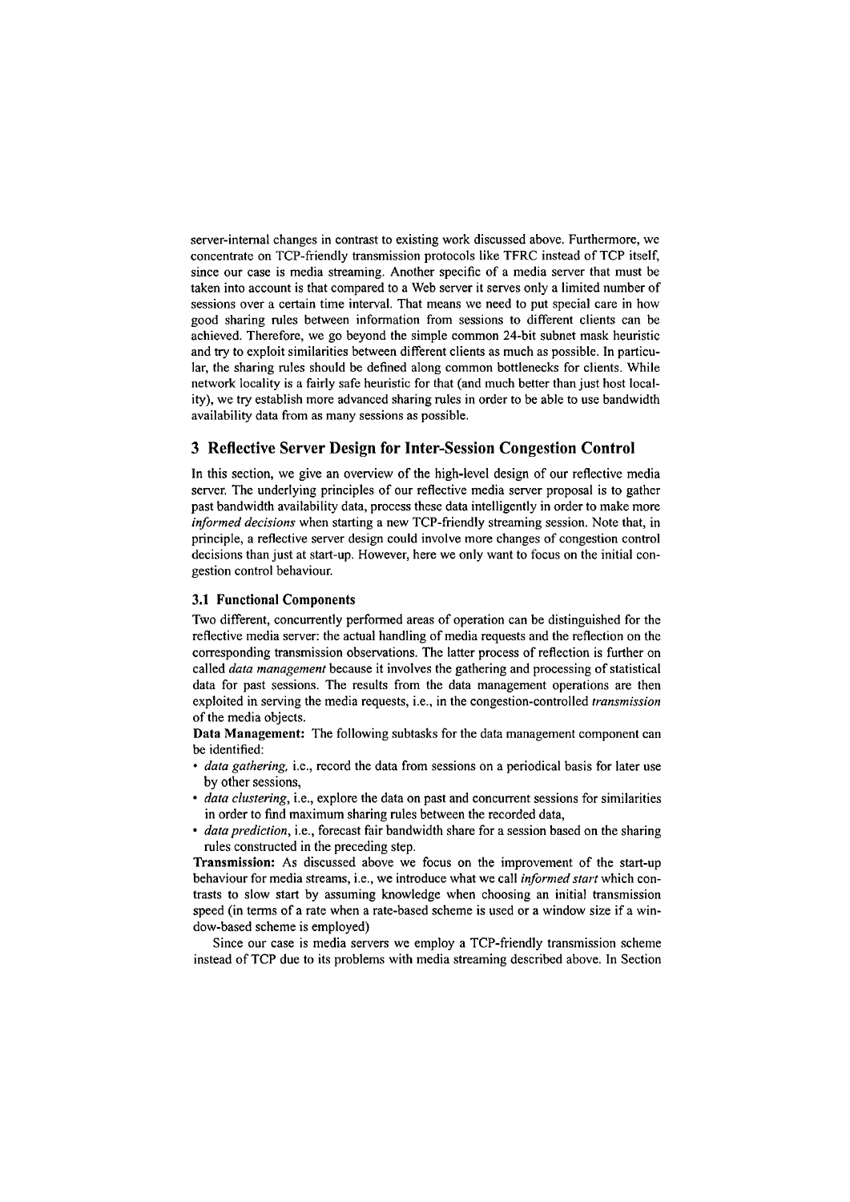server-internal changes in contrast to existing work discussed above. Furthermore, we concentrate on TCP-friendly transmission protocols like TFRC instead of TCP itself, since our case is media streaming. Another specific of a media server that must be taken into account is that compared to a Web server it serves only a limited number of sessions over a certain time interval. That means we need to put special care in how good sharing rules between information from sessions to different clients can be achieved. Therefore, we go beyond the simple common 24-bit subnet mask heuristic and try to exploit similarities between different clients as much as possible. In particular, the sharing rules should be defined along common bottlenecks for clients. While network locality is a fairly safe heuristic for that (and much better than just host locality), we try establish more advanced sharing rules in order to be able to use bandwidth availability data from as many sessions as possible.

## 3 Reflective Server Design for Inter-Session Congestion Control

In this section, we give an overview of the high-level design of our reflective media server. The underlying principles of our reflective media server proposal is to gather past bandwidth availability data, process these data intelligently in order to make more *informed decisions* when starting a new TCP-friendly streaming session. Note that, in principle, a reflective server design could involve more changes of congestion control decisions than just at start-up. However, here we only want to focus on the initial congestion control behaviour.

### 3.1 Functional Components

Two different, concurrently performed areas of operation can be distinguished for the reflective media server: the actual handling of media requests and the reflection on the corresponding transmission observations. The latter process of reflection is further on called *data management* because it involves the gathering and processing of statistical data for past sessions. The results from the data management operations are then exploited in serving the media requests, i.e., in the congestion-controlled *transmission* of the media objects.

**Data Management:** The following subtasks for the data management component can be identified:

- *data gathering,* i.e., record the data from sessions on a periodical basis for later use by other sessions,
- *data clustering*, i.e., explore the data on past and concurrent sessions for similarities in order to find maximum sharing rules between the recorded data,
- *data prediction*, i.e., forecast fair bandwidth share for a session based on the sharing rules constructed in the preceding step.

**Transmission:** As discussed above we focus on the improvement of the start-up behaviour for media streams, i.e., we introduce what we call *informed start* which contrasts to slow start by assuming knowledge when choosing an initial transmission speed (in terms of a rate when a rate-based scheme is used or a window size if a window-based scheme is employed)

Since our case is media servers we employ a TCP-friendly transmission scheme instead of TCP due to its problems with media streaming described above. In Section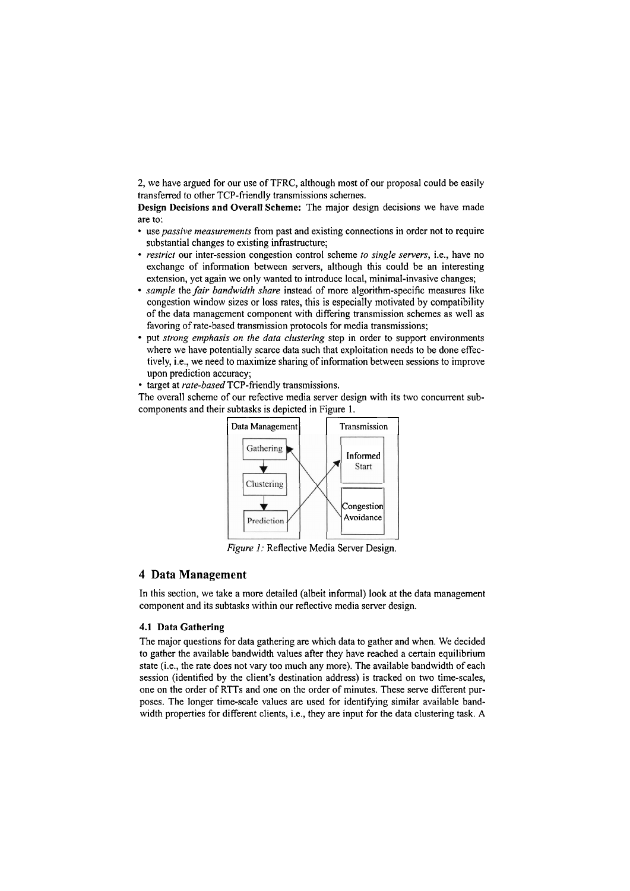2, we have argued for our use of TFRC, although most of our proposal could be easily transferred to other TCP-friendly transmissions schemes.

**Design Decisions and Overall Scheme:** The major design decisions we have made are to:

- use *passive measurements* from past and existing connections in order not to require substantial changes to existing infrastructure;
- *restrict* our inter-session congestion control scheme *to single servers*, i.e., have no exchange of information between servers, although this could be an interesting extension, yet again we only wanted to introduce local, minimal-invasive changes;
- *sample* the *fair bandwidth share* instead of more algorithm-specific measures like congestion window sizes or loss rates, this is especially motivated by compatibility of the data management component with differing transmission schemes as well as favoring of rate-based transmission protocols for media transmissions;
- put *strong emphasis on the data clustering* step in order to support environments where we have potentially scarce data such that exploitation needs to be done effectively, i.e., we need to maximize sharing of information between sessions to improve upon prediction accuracy;
- target at *rate-based* TCP-friendly transmissions.

The overall scheme of our refective media server design with its two concurrent subcomponents and their subtasks is depicted in Figure 1.

Data Management
Gathering
Clustering
Prediction
Transmission
Informed Start
Congestion Avoidance

*Figure 1:* Reflective Media Server Design.

## 4 Data Management

In this section, we take a more detailed (albeit informal) look at the data management component and its subtasks within our reflective media server design.

### 4.1 Data Gathering

The major questions for data gathering are which data to gather and when. We decided to gather the available bandwidth values after they have reached a certain equilibrium state (i.e., the rate does not vary too much any more). The available bandwidth of each session (identified by the client's destination address) is tracked on two time-scales, one on the order of RTTs and one on the order of minutes. These serve different purposes. The longer time-scale values are used for identifying similar available bandwidth properties for different clients, i.e., they are input for the data clustering task. A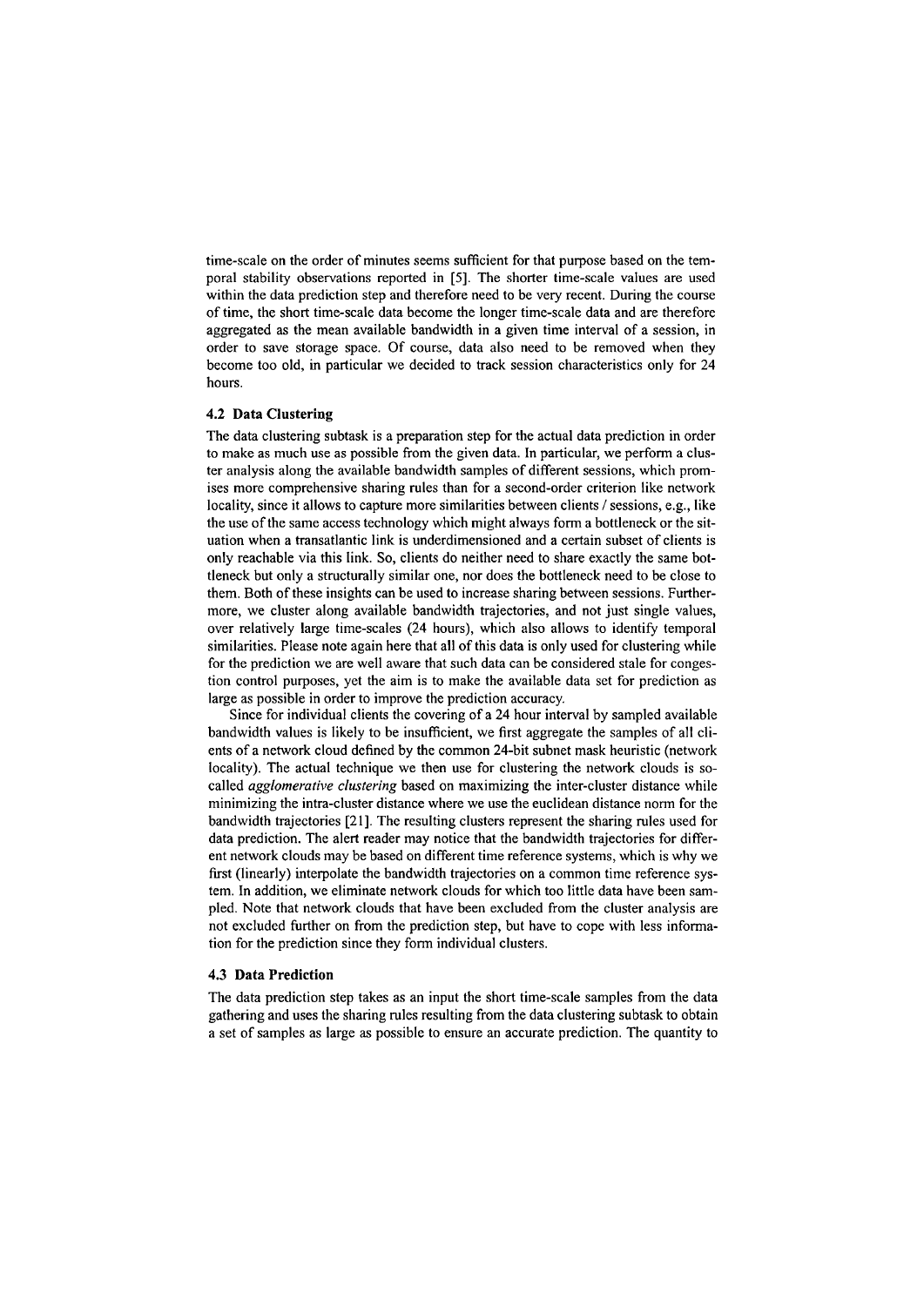time-scale on the order of minutes seems sufficient for that purpose based on the temporal stability observations reported in [5]. The shorter time-scale values are used within the data prediction step and therefore need to be very recent. During the course of time, the short time-scale data become the longer time-scale data and are therefore aggregated as the mean available bandwidth in a given time interval of a session, in order to save storage space. Of course, data also need to be removed when they become too old, in particular we decided to track session characteristics only for 24 hours.

### 4.2 Data Clustering

The data clustering subtask is a preparation step for the actual data prediction in order to make as much use as possible from the given data. In particular, we perform a cluster analysis along the available bandwidth samples of different sessions, which promises more comprehensive sharing rules than for a second-order criterion like network locality, since it allows to capture more similarities between clients / sessions, e.g., like the use of the same access technology which might always form a bottleneck or the situation when a transatlantic link is underdimensioned and a certain subset of clients is only reachable via this link. So, clients do neither need to share exactly the same bottleneck but only a structurally similar one, nor does the bottleneck need to be close to them. Both of these insights can be used to increase sharing between sessions. Furthermore, we cluster along available bandwidth trajectories, and not just single values, over relatively large time-scales (24 hours), which also allows to identify temporal similarities. Please note again here that all of this data is only used for clustering while for the prediction we are well aware that such data can be considered stale for congestion control purposes, yet the aim is to make the available data set for prediction as large as possible in order to improve the prediction accuracy.

Since for individual clients the covering of a 24 hour interval by sampled available bandwidth values is likely to be insufficient, we first aggregate the samples of all clients of a network cloud defined by the common 24-bit subnet mask heuristic (network locality). The actual technique we then use for clustering the network clouds is so-called *agglomerative clustering* based on maximizing the inter-cluster distance while minimizing the intra-cluster distance where we use the euclidean distance norm for the bandwidth trajectories [21]. The resulting clusters represent the sharing rules used for data prediction. The alert reader may notice that the bandwidth trajectories for different network clouds may be based on different time reference systems, which is why we first (linearly) interpolate the bandwidth trajectories on a common time reference system. In addition, we eliminate network clouds for which too little data have been sampled. Note that network clouds that have been excluded from the cluster analysis are not excluded further on from the prediction step, but have to cope with less information for the prediction since they form individual clusters.

### 4.3 Data Prediction

The data prediction step takes as an input the short time-scale samples from the data gathering and uses the sharing rules resulting from the data clustering subtask to obtain a set of samples as large as possible to ensure an accurate prediction. The quantity to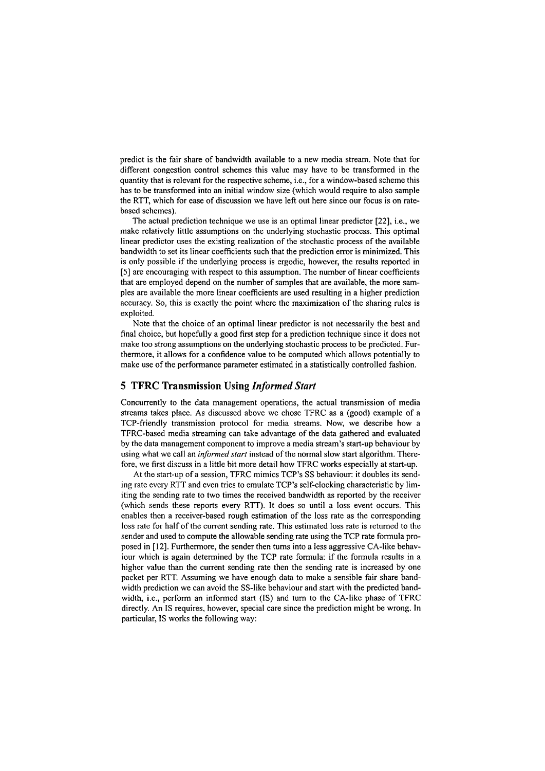predict is the fair share of bandwidth available to a new media stream. Note that for different congestion control schemes this value may have to be transformed in the quantity that is relevant for the respective scheme, i.e., for a window-based scheme this has to be transformed into an initial window size (which would require to also sample the RTT, which for ease of discussion we have left out here since our focus is on rate-based schemes).

The actual prediction technique we use is an optimal linear predictor [22], i.e., we make relatively little assumptions on the underlying stochastic process. This optimal linear predictor uses the existing realization of the stochastic process of the available bandwidth to set its linear coefficients such that the prediction error is minimized. This is only possible if the underlying process is ergodic, however, the results reported in [5] are encouraging with respect to this assumption. The number of linear coefficients that are employed depend on the number of samples that are available, the more samples are available the more linear coefficients are used resulting in a higher prediction accuracy. So, this is exactly the point where the maximization of the sharing rules is exploited.

Note that the choice of an optimal linear predictor is not necessarily the best and final choice, but hopefully a good first step for a prediction technique since it does not make too strong assumptions on the underlying stochastic process to be predicted. Furthermore, it allows for a confidence value to be computed which allows potentially to make use of the performance parameter estimated in a statistically controlled fashion.

## 5 TFRC Transmission Using *Informed Start*

Concurrently to the data management operations, the actual transmission of media streams takes place. As discussed above we chose TFRC as a (good) example of a TCP-friendly transmission protocol for media streams. Now, we describe how a TFRC-based media streaming can take advantage of the data gathered and evaluated by the data management component to improve a media stream's start-up behaviour by using what we call an *informed start* instead of the normal slow start algorithm. Therefore, we first discuss in a little bit more detail how TFRC works especially at start-up.

At the start-up of a session, TFRC mimics TCP's SS behaviour: it doubles its sending rate every RTT and even tries to emulate TCP's self-clocking characteristic by limiting the sending rate to two times the received bandwidth as reported by the receiver (which sends these reports every RTT). It does so until a loss event occurs. This enables then a receiver-based rough estimation of the loss rate as the corresponding loss rate for half of the current sending rate. This estimated loss rate is returned to the sender and used to compute the allowable sending rate using the TCP rate formula proposed in [12]. Furthermore, the sender then turns into a less aggressive CA-like behaviour which is again determined by the TCP rate formula: if the formula results in a higher value than the current sending rate then the sending rate is increased by one packet per RTT. Assuming we have enough data to make a sensible fair share bandwidth prediction we can avoid the SS-like behaviour and start with the predicted bandwidth, i.e., perform an informed start (IS) and turn to the CA-like phase of TFRC directly. An IS requires, however, special care since the prediction might be wrong. In particular, IS works the following way: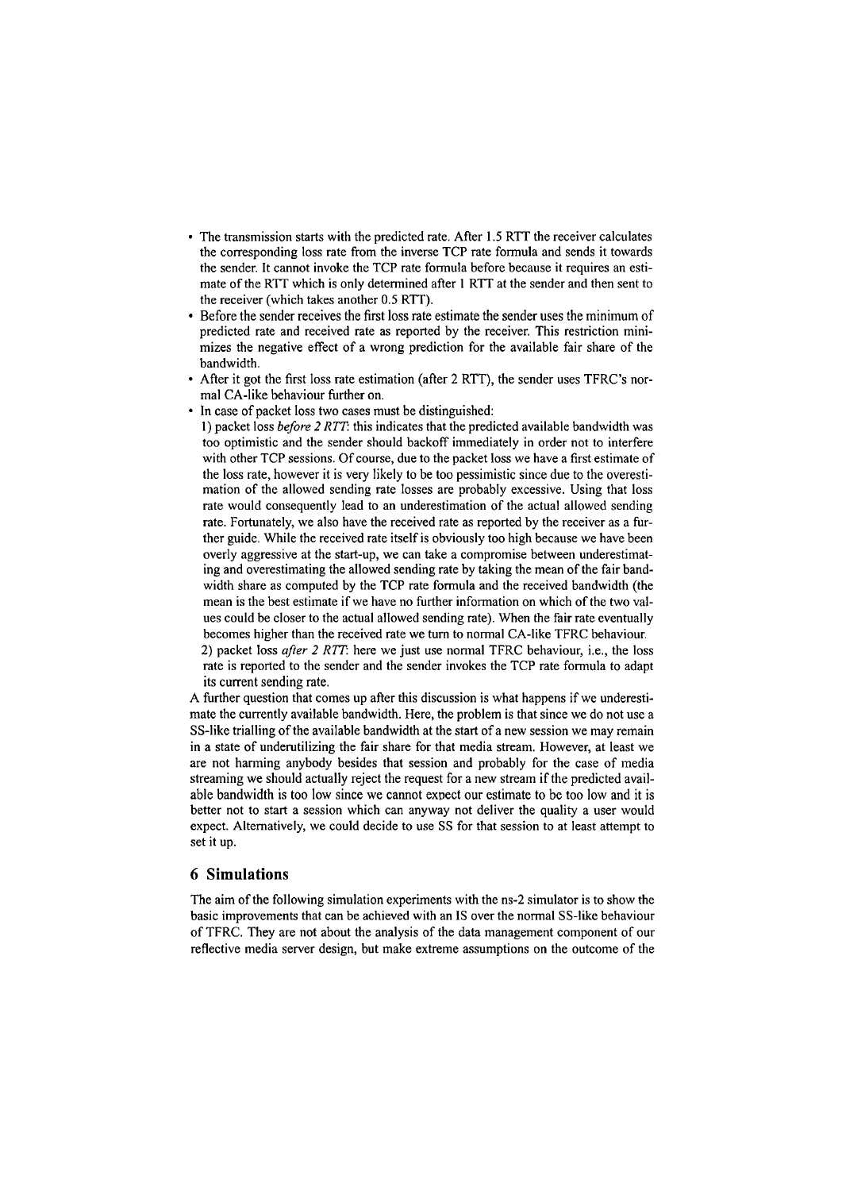- The transmission starts with the predicted rate. After 1.5 RTT the receiver calculates the corresponding loss rate from the inverse TCP rate formula and sends it towards the sender. It cannot invoke the TCP rate formula before because it requires an estimate of the RTT which is only determined after 1 RTT at the sender and then sent to the receiver (which takes another 0.5 RTT).
- Before the sender receives the first loss rate estimate the sender uses the minimum of predicted rate and received rate as reported by the receiver. This restriction minimizes the negative effect of a wrong prediction for the available fair share of the bandwidth.
- After it got the first loss rate estimation (after 2 RTT), the sender uses TFRC's normal CA-like behaviour further on.
- In case of packet loss two cases must be distinguished:
  1) packet loss *before 2 RTT*: this indicates that the predicted available bandwidth was too optimistic and the sender should backoff immediately in order not to interfere with other TCP sessions. Of course, due to the packet loss we have a first estimate of the loss rate, however it is very likely to be too pessimistic since due to the overestimation of the allowed sending rate losses are probably excessive. Using that loss rate would consequently lead to an underestimation of the actual allowed sending rate. Fortunately, we also have the received rate as reported by the receiver as a further guide. While the received rate itself is obviously too high because we have been overly aggressive at the start-up, we can take a compromise between underestimating and overestimating the allowed sending rate by taking the mean of the fair bandwidth share as computed by the TCP rate formula and the received bandwidth (the mean is the best estimate if we have no further information on which of the two values could be closer to the actual allowed sending rate). When the fair rate eventually becomes higher than the received rate we turn to normal CA-like TFRC behaviour.
  2) packet loss *after 2 RTT*: here we just use normal TFRC behaviour, i.e., the loss rate is reported to the sender and the sender invokes the TCP rate formula to adapt its current sending rate.

A further question that comes up after this discussion is what happens if we underestimate the currently available bandwidth. Here, the problem is that since we do not use a SS-like trialling of the available bandwidth at the start of a new session we may remain in a state of underutilizing the fair share for that media stream. However, at least we are not harming anybody besides that session and probably for the case of media streaming we should actually reject the request for a new stream if the predicted available bandwidth is too low since we cannot expect our estimate to be too low and it is better not to start a session which can anyway not deliver the quality a user would expect. Alternatively, we could decide to use SS for that session to at least attempt to set it up.

## 6 Simulations

The aim of the following simulation experiments with the ns-2 simulator is to show the basic improvements that can be achieved with an IS over the normal SS-like behaviour of TFRC. They are not about the analysis of the data management component of our reflective media server design, but make extreme assumptions on the outcome of the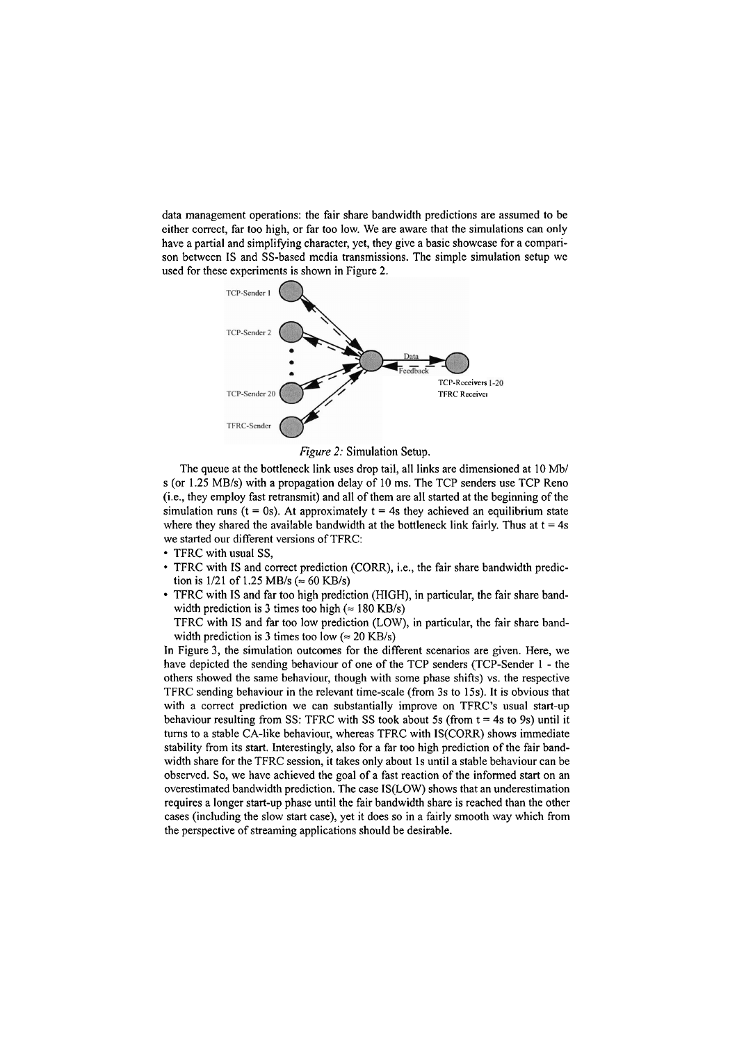data management operations: the fair share bandwidth predictions are assumed to be either correct, far too high, or far too low. We are aware that the simulations can only have a partial and simplifying character, yet, they give a basic showcase for a comparison between IS and SS-based media transmissions. The simple simulation setup we used for these experiments is shown in Figure 2.

*Figure 2:* Simulation Setup.

The queue at the bottleneck link uses drop tail, all links are dimensioned at 10 Mb/s (or 1.25 MB/s) with a propagation delay of 10 ms. The TCP senders use TCP Reno (i.e., they employ fast retransmit) and all of them are all started at the beginning of the simulation runs (t = 0s). At approximately t = 4s they achieved an equilibrium state where they shared the available bandwidth at the bottleneck link fairly. Thus at t = 4s we started our different versions of TFRC:

- TFRC with usual SS,
- TFRC with IS and correct prediction (CORR), i.e., the fair share bandwidth prediction is 1/21 of 1.25 MB/s (≈ 60 KB/s)
- TFRC with IS and far too high prediction (HIGH), in particular, the fair share bandwidth prediction is 3 times too high (≈ 180 KB/s)
  TFRC with IS and far too low prediction (LOW), in particular, the fair share bandwidth prediction is 3 times too low (≈ 20 KB/s)

In Figure 3, the simulation outcomes for the different scenarios are given. Here, we have depicted the sending behaviour of one of the TCP senders (TCP-Sender 1 - the others showed the same behaviour, though with some phase shifts) vs. the respective TFRC sending behaviour in the relevant time-scale (from 3s to 15s). It is obvious that with a correct prediction we can substantially improve on TFRC's usual start-up behaviour resulting from SS: TFRC with SS took about 5s (from t = 4s to 9s) until it turns to a stable CA-like behaviour, whereas TFRC with IS(CORR) shows immediate stability from its start. Interestingly, also for a far too high prediction of the fair bandwidth share for the TFRC session, it takes only about 1s until a stable behaviour can be observed. So, we have achieved the goal of a fast reaction of the informed start on an overestimated bandwidth prediction. The case IS(LOW) shows that an underestimation requires a longer start-up phase until the fair bandwidth share is reached than the other cases (including the slow start case), yet it does so in a fairly smooth way which from the perspective of streaming applications should be desirable.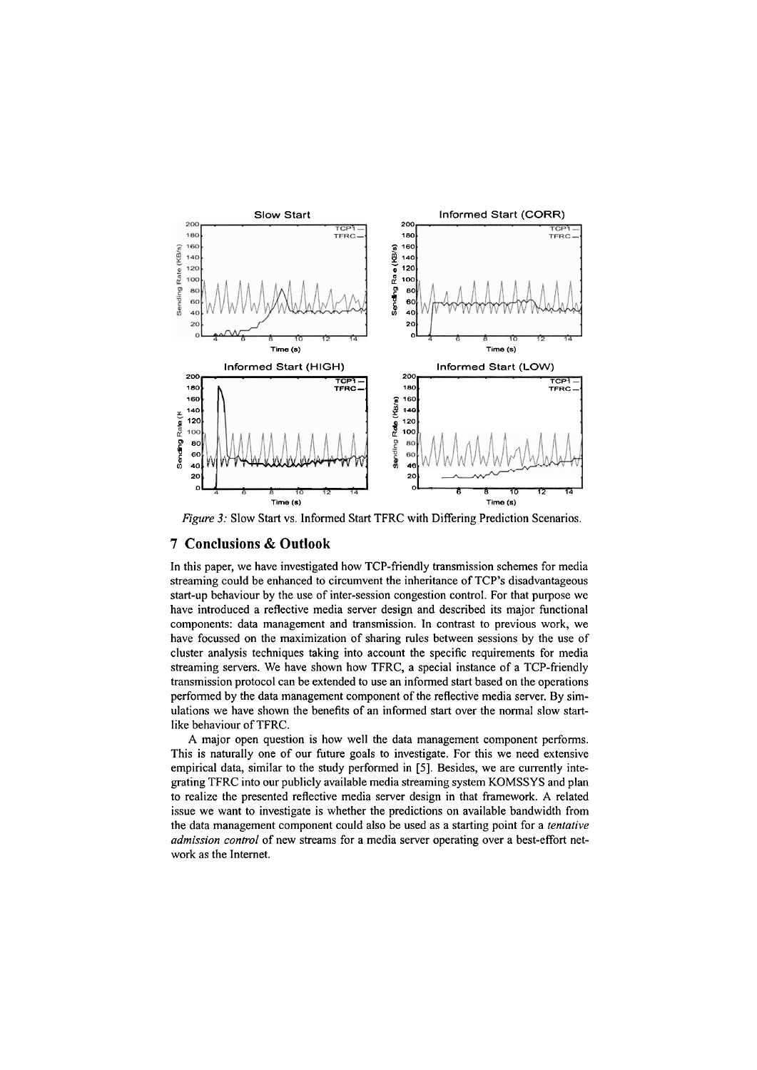*Figure 3:* Slow Start vs. Informed Start TFRC with Differing Prediction Scenarios.

## 7 Conclusions & Outlook

In this paper, we have investigated how TCP-friendly transmission schemes for media streaming could be enhanced to circumvent the inheritance of TCP's disadvantageous start-up behaviour by the use of inter-session congestion control. For that purpose we have introduced a reflective media server design and described its major functional components: data management and transmission. In contrast to previous work, we have focussed on the maximization of sharing rules between sessions by the use of cluster analysis techniques taking into account the specific requirements for media streaming servers. We have shown how TFRC, a special instance of a TCP-friendly transmission protocol can be extended to use an informed start based on the operations performed by the data management component of the reflective media server. By simulations we have shown the benefits of an informed start over the normal slow start-like behaviour of TFRC.

A major open question is how well the data management component performs. This is naturally one of our future goals to investigate. For this we need extensive empirical data, similar to the study performed in [5]. Besides, we are currently integrating TFRC into our publicly available media streaming system KOMSSYS and plan to realize the presented reflective media server design in that framework. A related issue we want to investigate is whether the predictions on available bandwidth from the data management component could also be used as a starting point for a *tentative admission control* of new streams for a media server operating over a best-effort network as the Internet.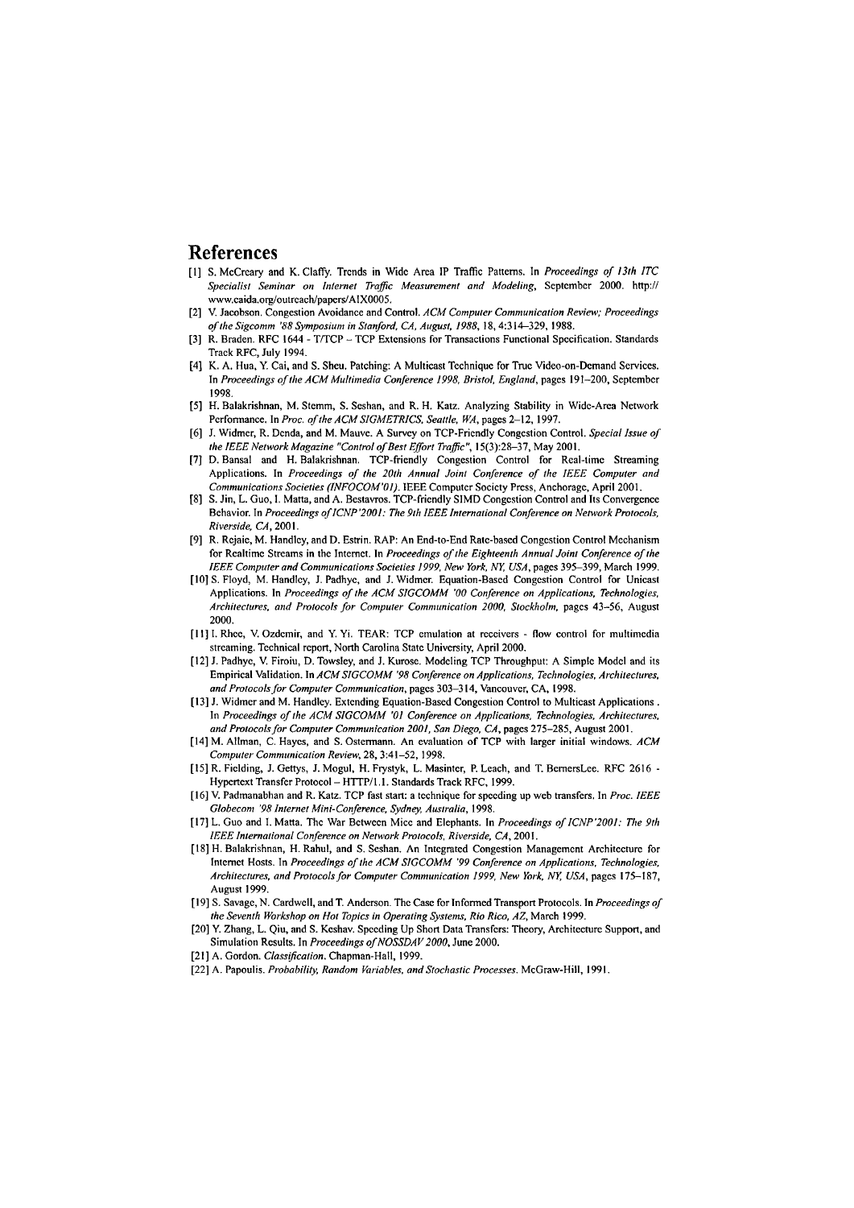# References

[1] S. McCreary and K. Claffy. Trends in Wide Area IP Traffic Patterns. In *Proceedings of 13th ITC Specialist Seminar on Internet Traffic Measurement and Modeling*, September 2000. http://www.caida.org/outreach/papers/A1X0005.

[2] V. Jacobson. Congestion Avoidance and Control. *ACM Computer Communication Review; Proceedings of the Sigcomm '88 Symposium in Stanford, CA, August, 1988*, 18, 4:314–329, 1988.

[3] R. Braden. RFC 1644 - T/TCP – TCP Extensions for Transactions Functional Specification. Standards Track RFC, July 1994.

[4] K. A. Hua, Y. Cai, and S. Sheu. Patching: A Multicast Technique for True Video-on-Demand Services. In *Proceedings of the ACM Multimedia Conference 1998, Bristol, England*, pages 191–200, September 1998.

[5] H. Balakrishnan, M. Stemm, S. Seshan, and R. H. Katz. Analyzing Stability in Wide-Area Network Performance. In *Proc. of the ACM SIGMETRICS, Seattle, WA*, pages 2–12, 1997.

[6] J. Widmer, R. Denda, and M. Mauve. A Survey on TCP-Friendly Congestion Control. *Special Issue of the IEEE Network Magazine "Control of Best Effort Traffic"*, 15(3):28–37, May 2001.

[7] D. Bansal and H. Balakrishnan. TCP-friendly Congestion Control for Real-time Streaming Applications. In *Proceedings of the 20th Annual Joint Conference of the IEEE Computer and Communications Societies (INFOCOM'01)*. IEEE Computer Society Press, Anchorage, April 2001.

[8] S. Jin, L. Guo, I. Matta, and A. Bestavros. TCP-friendly SIMD Congestion Control and Its Convergence Behavior. In *Proceedings of ICNP'2001: The 9th IEEE International Conference on Network Protocols, Riverside, CA*, 2001.

[9] R. Rejaie, M. Handley, and D. Estrin. RAP: An End-to-End Rate-based Congestion Control Mechanism for Realtime Streams in the Internet. In *Proceedings of the Eighteenth Annual Joint Conference of the IEEE Computer and Communications Societies 1999, New York, NY, USA*, pages 395–399, March 1999.

[10] S. Floyd, M. Handley, J. Padhye, and J. Widmer. Equation-Based Congestion Control for Unicast Applications. In *Proceedings of the ACM SIGCOMM '00 Conference on Applications, Technologies, Architectures, and Protocols for Computer Communication 2000, Stockholm*, pages 43–56, August 2000.

[11] I. Rhee, V. Ozdemir, and Y. Yi. TEAR: TCP emulation at receivers - flow control for multimedia streaming. Technical report, North Carolina State University, April 2000.

[12] J. Padhye, V. Firoiu, D. Towsley, and J. Kurose. Modeling TCP Throughput: A Simple Model and its Empirical Validation. In *ACM SIGCOMM '98 Conference on Applications, Technologies, Architectures, and Protocols for Computer Communication*, pages 303–314, Vancouver, CA, 1998.

[13] J. Widmer and M. Handley. Extending Equation-Based Congestion Control to Multicast Applications . In *Proceedings of the ACM SIGCOMM '01 Conference on Applications, Technologies, Architectures, and Protocols for Computer Communication 2001, San Diego, CA*, pages 275–285, August 2001.

[14] M. Allman, C. Hayes, and S. Ostermann. An evaluation of TCP with larger initial windows. *ACM Computer Communication Review*, 28, 3:41–52, 1998.

[15] R. Fielding, J. Gettys, J. Mogul, H. Frystyk, L. Masinter, P. Leach, and T. BernersLee. RFC 2616 - Hypertext Transfer Protocol – HTTP/1.1. Standards Track RFC, 1999.

[16] V. Padmanabhan and R. Katz. TCP fast start: a technique for speeding up web transfers. In *Proc. IEEE Globecom '98 Internet Mini-Conference, Sydney, Australia*, 1998.

[17] L. Guo and I. Matta. The War Between Mice and Elephants. In *Proceedings of ICNP'2001: The 9th IEEE International Conference on Network Protocols, Riverside, CA*, 2001.

[18] H. Balakrishnan, H. Rahul, and S. Seshan. An Integrated Congestion Management Architecture for Internet Hosts. In *Proceedings of the ACM SIGCOMM '99 Conference on Applications, Technologies, Architectures, and Protocols for Computer Communication 1999, New York, NY, USA*, pages 175–187, August 1999.

[19] S. Savage, N. Cardwell, and T. Anderson. The Case for Informed Transport Protocols. In *Proceedings of the Seventh Workshop on Hot Topics in Operating Systems, Rio Rico, AZ*, March 1999.

[20] Y. Zhang, L. Qiu, and S. Keshav. Speeding Up Short Data Transfers: Theory, Architecture Support, and Simulation Results. In *Proceedings of NOSSDAV 2000*, June 2000.

[21] A. Gordon. *Classification*. Chapman-Hall, 1999.

[22] A. Papoulis. *Probability, Random Variables, and Stochastic Processes*. McGraw-Hill, 1991.